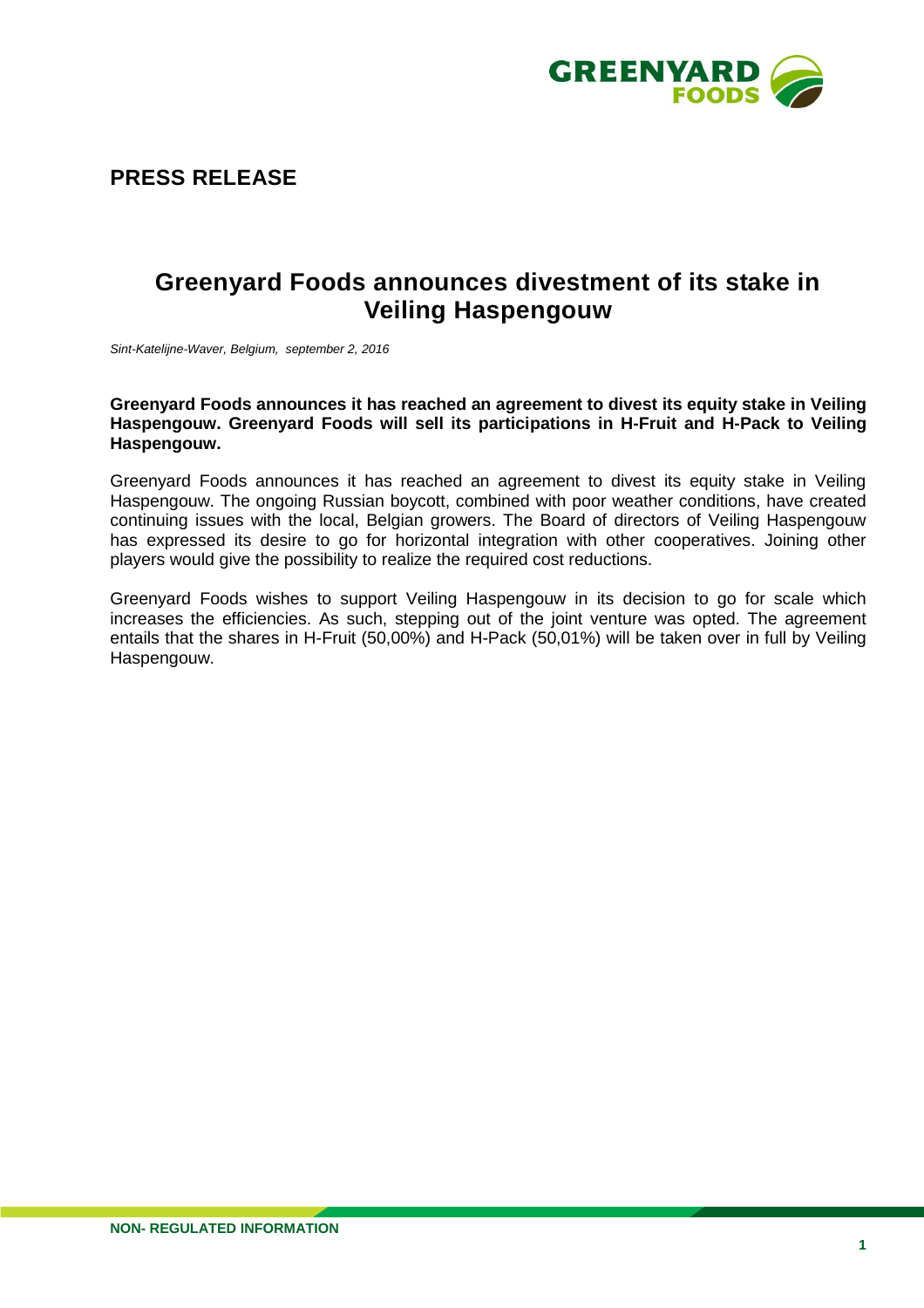# PRESS RELEASE

## Greenyard Foods announces divestment of its stake in Veiling Haspengouw

*Sint-Katelijne-Waver, Belgium, september 2, 2016*

**Greenyard Foods announces it has reached an agreement to divest its equity stake in Veiling Haspengouw. Greenyard Foods will sell its participations in H-Fruit and H-Pack to Veiling Haspengouw.**

Greenyard Foods announces it has reached an agreement to divest its equity stake in Veiling Haspengouw. The ongoing Russian boycott, combined with poor weather conditions, have created continuing issues with the local, Belgian growers. The Board of directors of Veiling Haspengouw has expressed its desire to go for horizontal integration with other cooperatives. Joining other players would give the possibility to realize the required cost reductions.

Greenyard Foods wishes to support Veiling Haspengouw in its decision to go for scale which increases the efficiencies. As such, stepping out of the joint venture was opted. The agreement entails that the shares in H-Fruit (50,00%) and H-Pack (50,01%) will be taken over in full by Veiling Haspengouw.

**NON- REGULATED INFORMATION**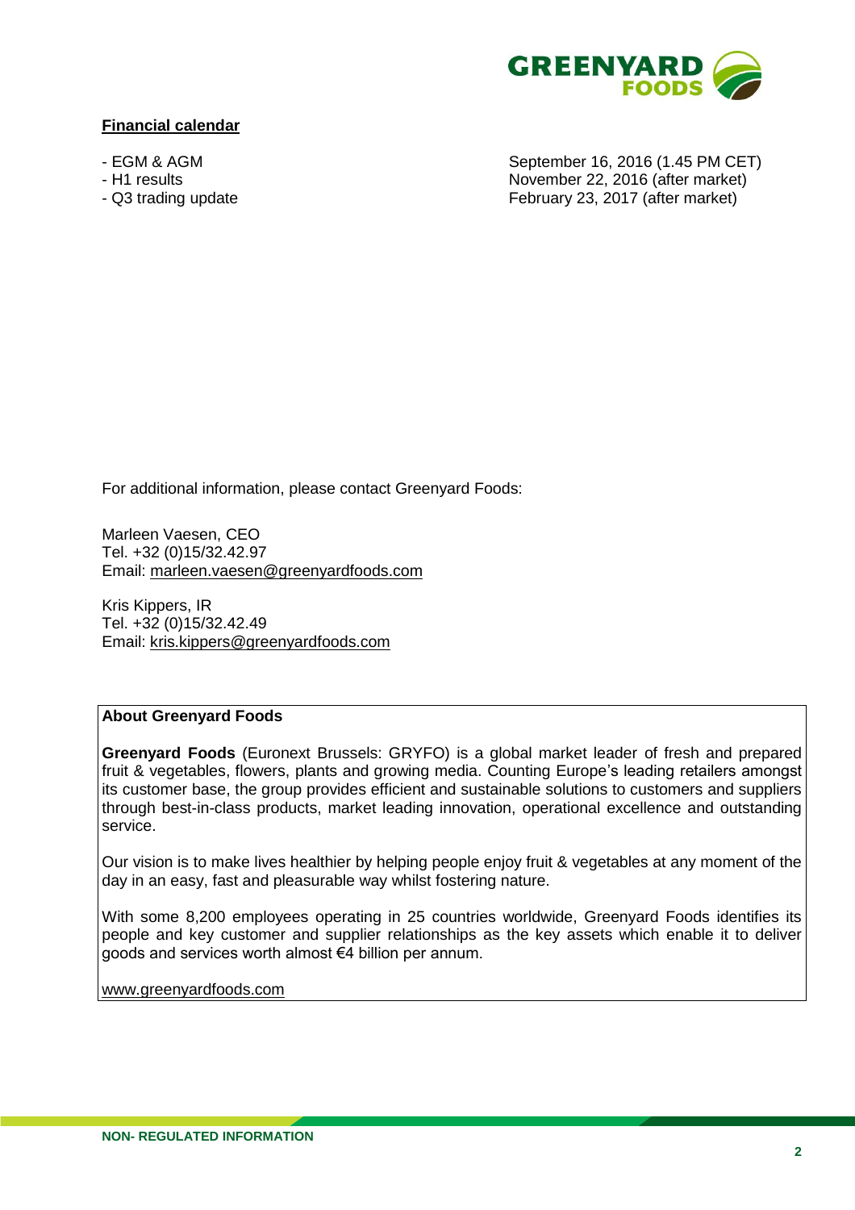**Financial calendar**

| | |
|---|---|
| - EGM & AGM | September 16, 2016 (1.45 PM CET) |
| - H1 results | November 22, 2016 (after market) |
| - Q3 trading update | February 23, 2017 (after market) |

For additional information, please contact Greenyard Foods:

Marleen Vaesen, CEO
Tel. +32 (0)15/32.42.97
Email: marleen.vaesen@greenyardfoods.com

Kris Kippers, IR
Tel. +32 (0)15/32.42.49
Email: kris.kippers@greenyardfoods.com

**About Greenyard Foods**

**Greenyard Foods** (Euronext Brussels: GRYFO) is a global market leader of fresh and prepared fruit & vegetables, flowers, plants and growing media. Counting Europe's leading retailers amongst its customer base, the group provides efficient and sustainable solutions to customers and suppliers through best-in-class products, market leading innovation, operational excellence and outstanding service.

Our vision is to make lives healthier by helping people enjoy fruit & vegetables at any moment of the day in an easy, fast and pleasurable way whilst fostering nature.

With some 8,200 employees operating in 25 countries worldwide, Greenyard Foods identifies its people and key customer and supplier relationships as the key assets which enable it to deliver goods and services worth almost €4 billion per annum.

www.greenyardfoods.com

NON- REGULATED INFORMATION